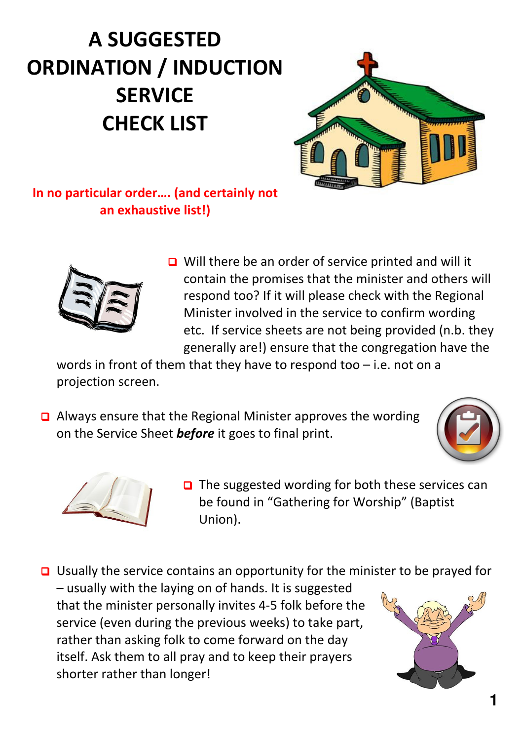# A SUGGESTED ORDINATION / INDUCTION SERVICE CHECK LIST

**In no particular order…. (and certainly not an exhaustive list!)**

- Will there be an order of service printed and will it contain the promises that the minister and others will respond too? If it will please check with the Regional Minister involved in the service to confirm wording etc. If service sheets are not being provided (n.b. they generally are!) ensure that the congregation have the words in front of them that they have to respond too – i.e. not on a projection screen.

- Always ensure that the Regional Minister approves the wording on the Service Sheet ***before*** it goes to final print.

- The suggested wording for both these services can be found in "Gathering for Worship" (Baptist Union).

- Usually the service contains an opportunity for the minister to be prayed for – usually with the laying on of hands. It is suggested that the minister personally invites 4-5 folk before the service (even during the previous weeks) to take part, rather than asking folk to come forward on the day itself. Ask them to all pray and to keep their prayers shorter rather than longer!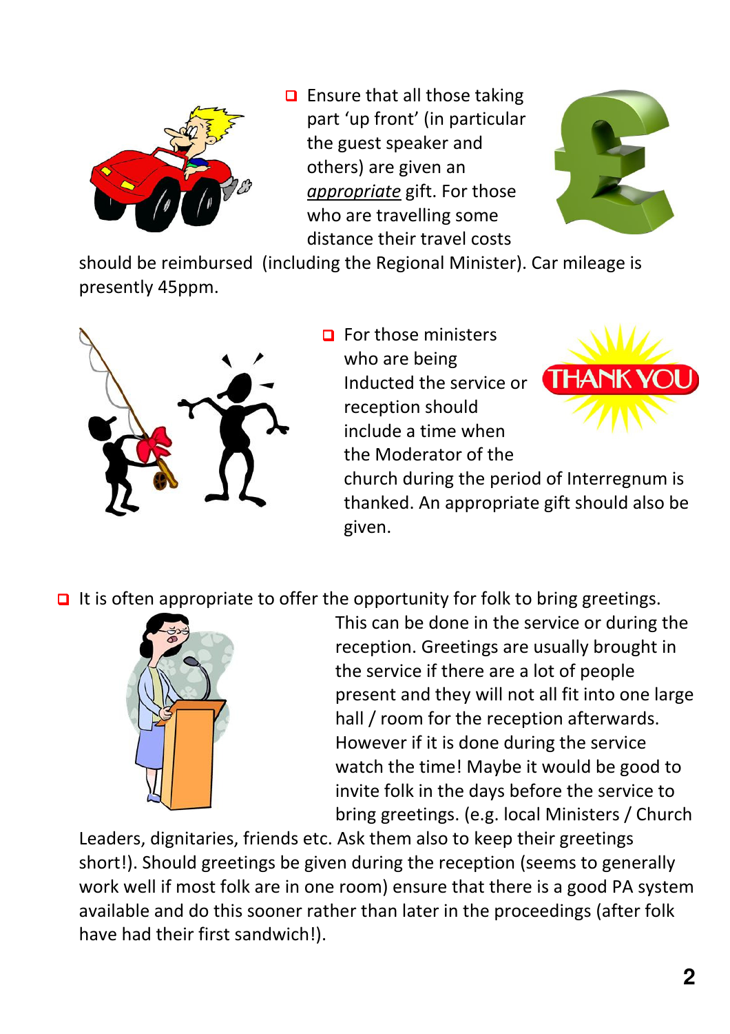- Ensure that all those taking part 'up front' (in particular the guest speaker and others) are given an ***appropriate*** gift. For those who are travelling some distance their travel costs should be reimbursed (including the Regional Minister). Car mileage is presently 45ppm.

- For those ministers who are being Inducted the service or reception should include a time when the Moderator of the church during the period of Interregnum is thanked. An appropriate gift should also be given.

- It is often appropriate to offer the opportunity for folk to bring greetings. This can be done in the service or during the reception. Greetings are usually brought in the service if there are a lot of people present and they will not all fit into one large hall / room for the reception afterwards. However if it is done during the service watch the time! Maybe it would be good to invite folk in the days before the service to bring greetings. (e.g. local Ministers / Church Leaders, dignitaries, friends etc. Ask them also to keep their greetings short!). Should greetings be given during the reception (seems to generally work well if most folk are in one room) ensure that there is a good PA system available and do this sooner rather than later in the proceedings (after folk have had their first sandwich!).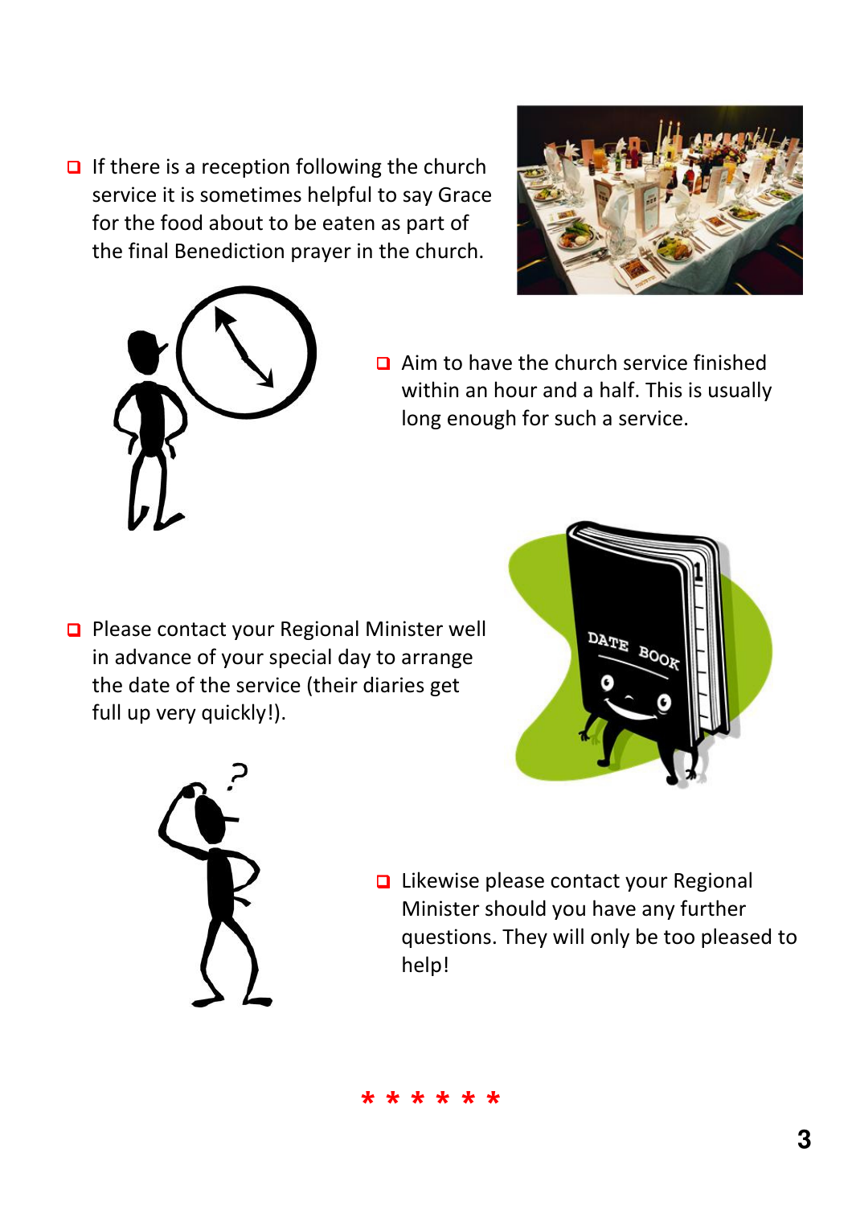- If there is a reception following the church service it is sometimes helpful to say Grace for the food about to be eaten as part of the final Benediction prayer in the church.

- Aim to have the church service finished within an hour and a half. This is usually long enough for such a service.

- Please contact your Regional Minister well in advance of your special day to arrange the date of the service (their diaries get full up very quickly!).

- Likewise please contact your Regional Minister should you have any further questions. They will only be too pleased to help!

* * * * * *